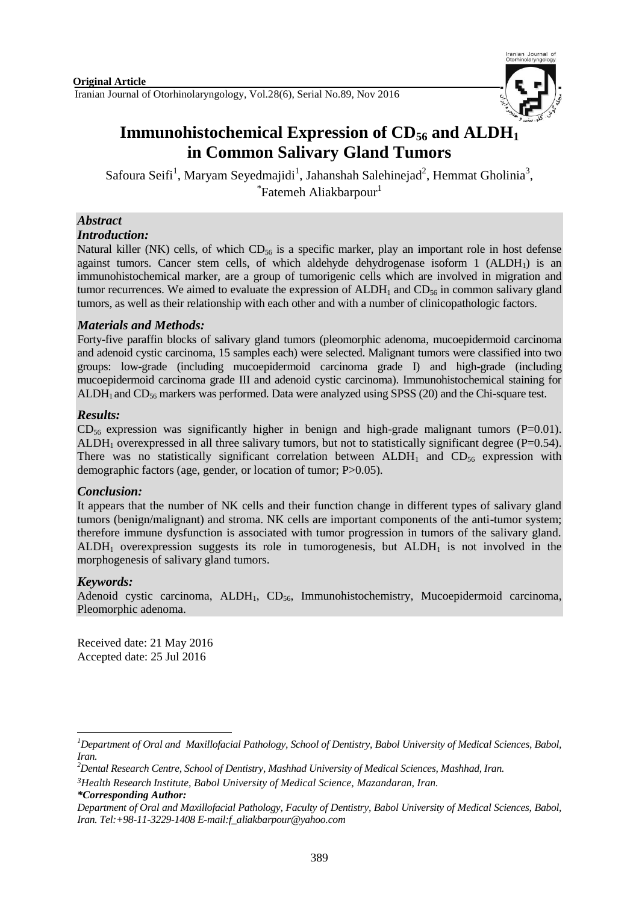**Original Article**

# Immunohistochemical Expression of $CD_{56}$ and $ALDH_1$ in Common Salivary Gland Tumors

Safoura Seifi[1], Maryam Seyedmajidi[1], Jahanshah Salehinejad[2], Hemmat Gholinia[3], *Fatemeh Aliakbarpour[1]

## *Abstract*

### *Introduction:*

Natural killer (NK) cells, of which $CD_{56}$ is a specific marker, play an important role in host defense against tumors. Cancer stem cells, of which aldehyde dehydrogenase isoform 1 ($ALDH_1$) is an immunohistochemical marker, are a group of tumorigenic cells which are involved in migration and tumor recurrences. We aimed to evaluate the expression of $ALDH_1$ and $CD_{56}$ in common salivary gland tumors, as well as their relationship with each other and with a number of clinicopathologic factors.

### *Materials and Methods:*

Forty-five paraffin blocks of salivary gland tumors (pleomorphic adenoma, mucoepidermoid carcinoma and adenoid cystic carcinoma, 15 samples each) were selected. Malignant tumors were classified into two groups: low-grade (including mucoepidermoid carcinoma grade I) and high-grade (including mucoepidermoid carcinoma grade III and adenoid cystic carcinoma). Immunohistochemical staining for $ALDH_1$ and $CD_{56}$ markers was performed. Data were analyzed using SPSS (20) and the Chi-square test.

### *Results:*

$CD_{56}$ expression was significantly higher in benign and high-grade malignant tumors (P=0.01). $ALDH_1$ overexpressed in all three salivary tumors, but not to statistically significant degree (P=0.54). There was no statistically significant correlation between $ALDH_1$ and $CD_{56}$ expression with demographic factors (age, gender, or location of tumor; P>0.05).

### *Conclusion:*

It appears that the number of NK cells and their function change in different types of salivary gland tumors (benign/malignant) and stroma. NK cells are important components of the anti-tumor system; therefore immune dysfunction is associated with tumor progression in tumors of the salivary gland. $ALDH_1$ overexpression suggests its role in tumorogenesis, but $ALDH_1$ is not involved in the morphogenesis of salivary gland tumors.

### *Keywords:*

Adenoid cystic carcinoma, $ALDH_1$, $CD_{56}$, Immunohistochemistry, Mucoepidermoid carcinoma, Pleomorphic adenoma.

Received date: 21 May 2016
Accepted date: 25 Jul 2016

---

[1]*Department of Oral and Maxillofacial Pathology, School of Dentistry, Babol University of Medical Sciences, Babol, Iran.*

[2]*Dental Research Centre, School of Dentistry, Mashhad University of Medical Sciences, Mashhad, Iran.*

[3]*Health Research Institute, Babol University of Medical Science, Mazandaran, Iran.*

***Corresponding Author:***

*Department of Oral and Maxillofacial Pathology, Faculty of Dentistry, Babol University of Medical Sciences, Babol, Iran. Tel:+98-11-3229-1408 E-mail:f_aliakbarpour@yahoo.com*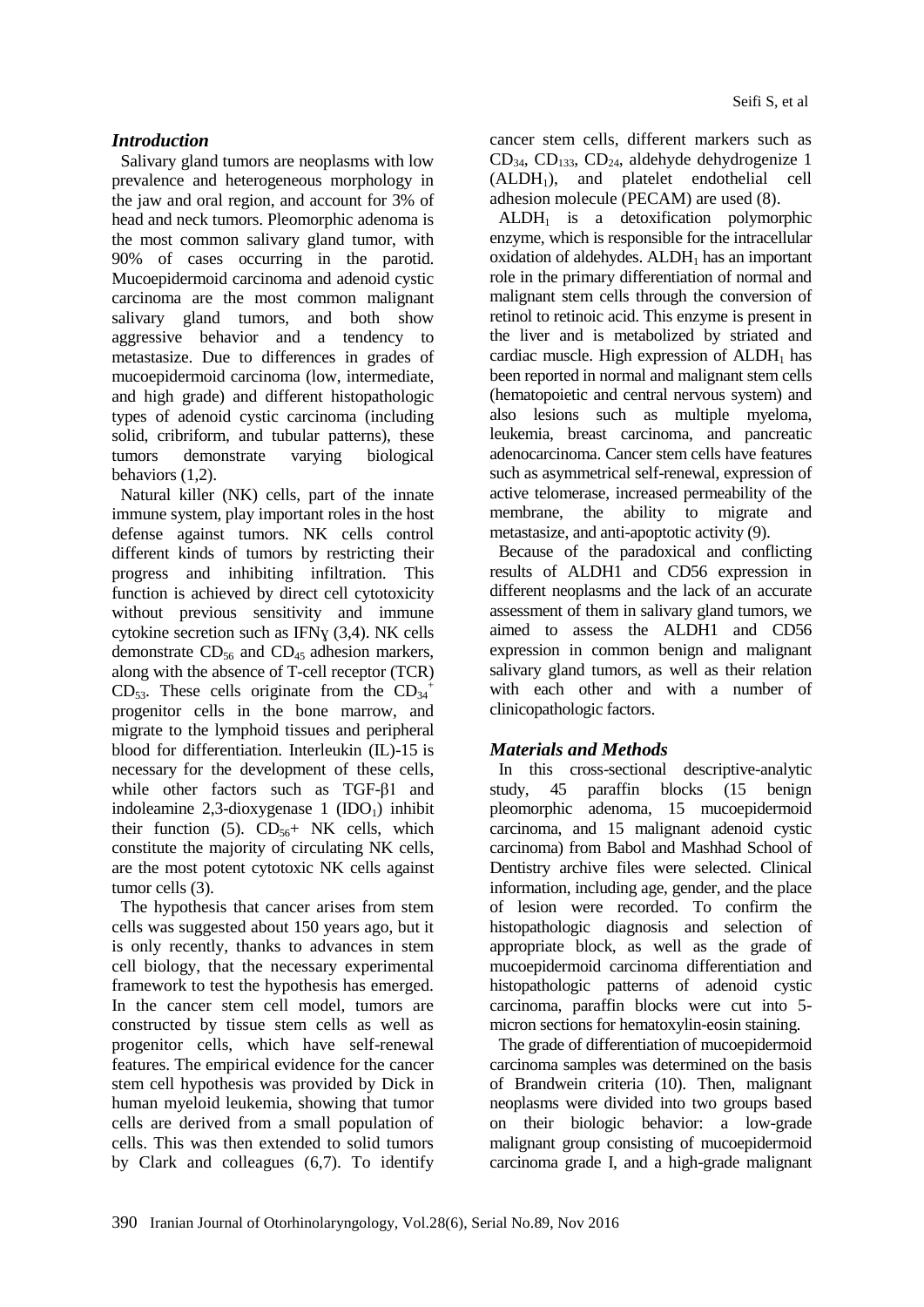### *Introduction*

Salivary gland tumors are neoplasms with low prevalence and heterogeneous morphology in the jaw and oral region, and account for 3% of head and neck tumors. Pleomorphic adenoma is the most common salivary gland tumor, with 90% of cases occurring in the parotid. Mucoepidermoid carcinoma and adenoid cystic carcinoma are the most common malignant salivary gland tumors, and both show aggressive behavior and a tendency to metastasize. Due to differences in grades of mucoepidermoid carcinoma (low, intermediate, and high grade) and different histopathologic types of adenoid cystic carcinoma (including solid, cribriform, and tubular patterns), these tumors demonstrate varying biological behaviors (1,2).

Natural killer (NK) cells, part of the innate immune system, play important roles in the host defense against tumors. NK cells control different kinds of tumors by restricting their progress and inhibiting infiltration. This function is achieved by direct cell cytotoxicity without previous sensitivity and immune cytokine secretion such as IFNɣ (3,4). NK cells demonstrate $CD_{56}$ and $CD_{45}$ adhesion markers, along with the absence of T-cell receptor (TCR) $CD_{53}$. These cells originate from the $CD_{34}^{+}$ progenitor cells in the bone marrow, and migrate to the lymphoid tissues and peripheral blood for differentiation. Interleukin (IL)-15 is necessary for the development of these cells, while other factors such as TGF-β1 and indoleamine 2,3-dioxygenase 1 ($IDO_1$) inhibit their function (5). $CD_{56}$+ NK cells, which constitute the majority of circulating NK cells, are the most potent cytotoxic NK cells against tumor cells (3).

The hypothesis that cancer arises from stem cells was suggested about 150 years ago, but it is only recently, thanks to advances in stem cell biology, that the necessary experimental framework to test the hypothesis has emerged. In the cancer stem cell model, tumors are constructed by tissue stem cells as well as progenitor cells, which have self-renewal features. The empirical evidence for the cancer stem cell hypothesis was provided by Dick in human myeloid leukemia, showing that tumor cells are derived from a small population of cells. This was then extended to solid tumors by Clark and colleagues (6,7). To identify cancer stem cells, different markers such as $CD_{34}$, $CD_{133}$, $CD_{24}$, aldehyde dehydrogenize 1 ($ALDH_1$), and platelet endothelial cell adhesion molecule (PECAM) are used (8).

$ALDH_1$ is a detoxification polymorphic enzyme, which is responsible for the intracellular oxidation of aldehydes. $ALDH_1$ has an important role in the primary differentiation of normal and malignant stem cells through the conversion of retinol to retinoic acid. This enzyme is present in the liver and is metabolized by striated and cardiac muscle. High expression of $ALDH_1$ has been reported in normal and malignant stem cells (hematopoietic and central nervous system) and also lesions such as multiple myeloma, leukemia, breast carcinoma, and pancreatic adenocarcinoma. Cancer stem cells have features such as asymmetrical self-renewal, expression of active telomerase, increased permeability of the membrane, the ability to migrate and metastasize, and anti-apoptotic activity (9).

Because of the paradoxical and conflicting results of ALDH1 and CD56 expression in different neoplasms and the lack of an accurate assessment of them in salivary gland tumors, we aimed to assess the ALDH1 and CD56 expression in common benign and malignant salivary gland tumors, as well as their relation with each other and with a number of clinicopathologic factors.

### *Materials and Methods*

In this cross-sectional descriptive-analytic study, 45 paraffin blocks (15 benign pleomorphic adenoma, 15 mucoepidermoid carcinoma, and 15 malignant adenoid cystic carcinoma) from Babol and Mashhad School of Dentistry archive files were selected. Clinical information, including age, gender, and the place of lesion were recorded. To confirm the histopathologic diagnosis and selection of appropriate block, as well as the grade of mucoepidermoid carcinoma differentiation and histopathologic patterns of adenoid cystic carcinoma, paraffin blocks were cut into 5-micron sections for hematoxylin-eosin staining.

The grade of differentiation of mucoepidermoid carcinoma samples was determined on the basis of Brandwein criteria (10). Then, malignant neoplasms were divided into two groups based on their biologic behavior: a low-grade malignant group consisting of mucoepidermoid carcinoma grade I, and a high-grade malignant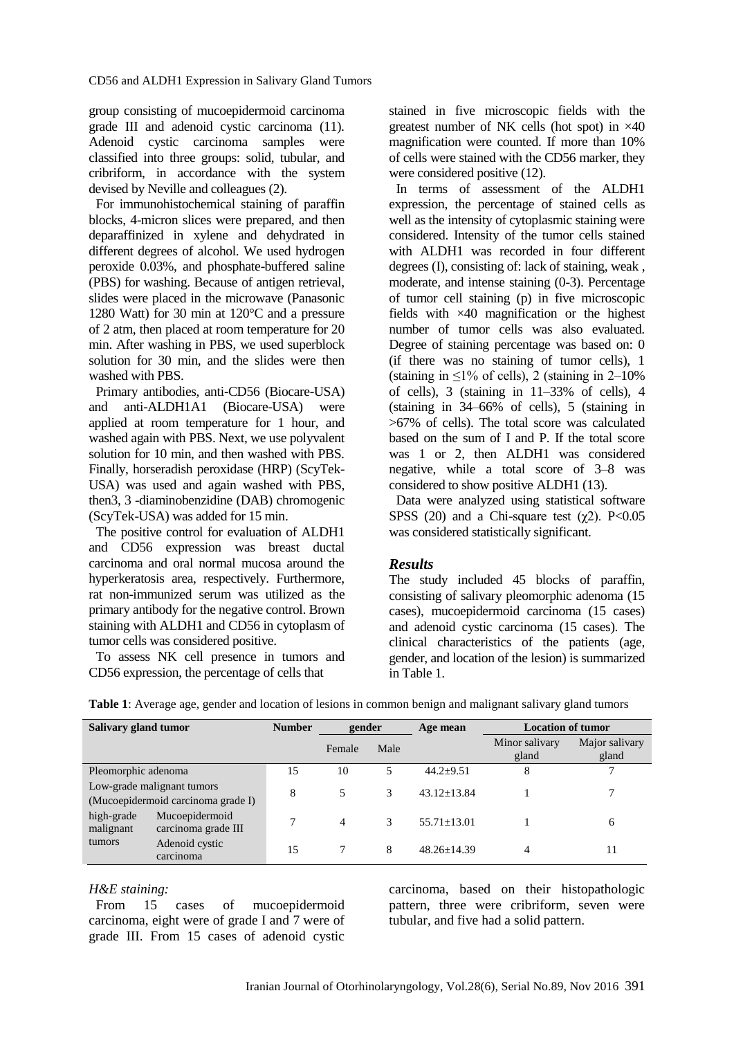group consisting of mucoepidermoid carcinoma grade III and adenoid cystic carcinoma (11). Adenoid cystic carcinoma samples were classified into three groups: solid, tubular, and cribriform, in accordance with the system devised by Neville and colleagues (2).

For immunohistochemical staining of paraffin blocks, 4-micron slices were prepared, and then deparaffinized in xylene and dehydrated in different degrees of alcohol. We used hydrogen peroxide 0.03%, and phosphate-buffered saline (PBS) for washing. Because of antigen retrieval, slides were placed in the microwave (Panasonic 1280 Watt) for 30 min at 120°C and a pressure of 2 atm, then placed at room temperature for 20 min. After washing in PBS, we used superblock solution for 30 min, and the slides were then washed with PBS.

Primary antibodies, anti-CD56 (Biocare-USA) and anti-ALDH1A1 (Biocare-USA) were applied at room temperature for 1 hour, and washed again with PBS. Next, we use polyvalent solution for 10 min, and then washed with PBS. Finally, horseradish peroxidase (HRP) (ScyTek-USA) was used and again washed with PBS, then3, 3 -diaminobenzidine (DAB) chromogenic (ScyTek-USA) was added for 15 min.

The positive control for evaluation of ALDH1 and CD56 expression was breast ductal carcinoma and oral normal mucosa around the hyperkeratosis area, respectively. Furthermore, rat non-immunized serum was utilized as the primary antibody for the negative control. Brown staining with ALDH1 and CD56 in cytoplasm of tumor cells was considered positive.

To assess NK cell presence in tumors and CD56 expression, the percentage of cells that stained in five microscopic fields with the greatest number of NK cells (hot spot) in ×40 magnification were counted. If more than 10% of cells were stained with the CD56 marker, they were considered positive (12).

In terms of assessment of the ALDH1 expression, the percentage of stained cells as well as the intensity of cytoplasmic staining were considered. Intensity of the tumor cells stained with ALDH1 was recorded in four different degrees (I), consisting of: lack of staining, weak , moderate, and intense staining (0-3). Percentage of tumor cell staining (p) in five microscopic fields with ×40 magnification or the highest number of tumor cells was also evaluated. Degree of staining percentage was based on: 0 (if there was no staining of tumor cells), 1 (staining in ≤1% of cells), 2 (staining in 2–10% of cells), 3 (staining in 11–33% of cells), 4 (staining in 34–66% of cells), 5 (staining in >67% of cells). The total score was calculated based on the sum of I and P. If the total score was 1 or 2, then ALDH1 was considered negative, while a total score of 3–8 was considered to show positive ALDH1 (13).

Data were analyzed using statistical software SPSS (20) and a Chi-square test ($\chi 2$). $P<0.05$ was considered statistically significant.

## *Results*

The study included 45 blocks of paraffin, consisting of salivary pleomorphic adenoma (15 cases), mucoepidermoid carcinoma (15 cases) and adenoid cystic carcinoma (15 cases). The clinical characteristics of the patients (age, gender, and location of the lesion) is summarized in Table 1.

**Table 1**: Average age, gender and location of lesions in common benign and malignant salivary gland tumors

| Salivary gland tumor | | Number | gender | | Age mean | Location of tumor | |
|---|---|---|---|---|---|---|---|
| | | | Female | Male | | Minor salivary gland | Major salivary gland |
| Pleomorphic adenoma | | 15 | 10 | 5 | 44.2±9.51 | 8 | 7 |
| Low-grade malignant tumors (Mucoepidermoid carcinoma grade I) | | 8 | 5 | 3 | 43.12±13.84 | 1 | 7 |
| high-grade malignant tumors | Mucoepidermoid carcinoma grade III | 7 | 4 | 3 | 55.71±13.01 | 1 | 6 |
| | Adenoid cystic carcinoma | 15 | 7 | 8 | 48.26±14.39 | 4 | 11 |

*H&E staining:*

From 15 cases of mucoepidermoid carcinoma, eight were of grade I and 7 were of grade III. From 15 cases of adenoid cystic carcinoma, based on their histopathologic pattern, three were cribriform, seven were tubular, and five had a solid pattern.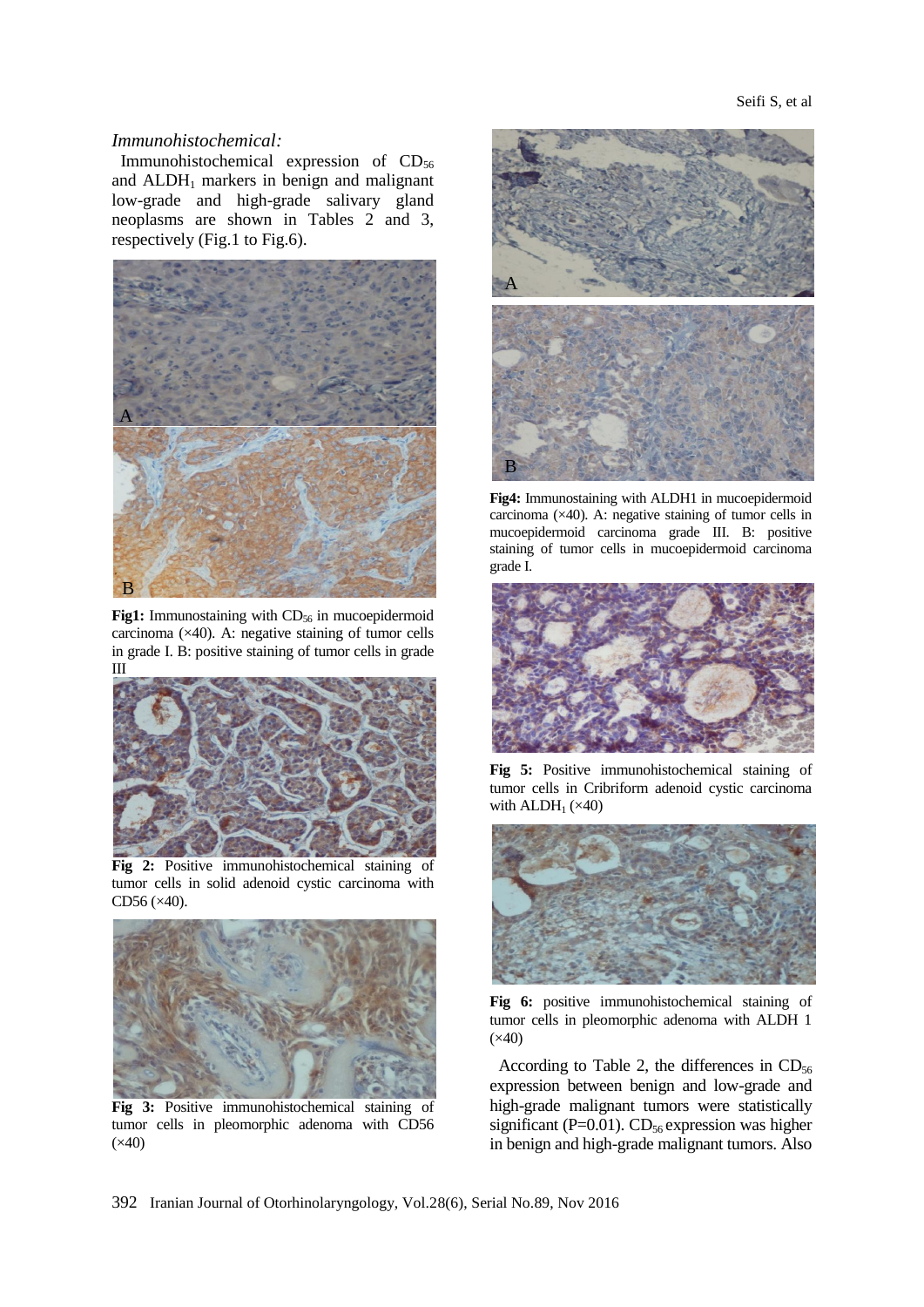*Immunohistochemical:*

Immunohistochemical expression of $CD_{56}$ and $ALDH_1$ markers in benign and malignant low-grade and high-grade salivary gland neoplasms are shown in Tables 2 and 3, respectively (Fig.1 to Fig.6).

**Fig1:** Immunostaining with $CD_{56}$ in mucoepidermoid carcinoma (×40). A: negative staining of tumor cells in grade I. B: positive staining of tumor cells in grade III

**Fig 2:** Positive immunohistochemical staining of tumor cells in solid adenoid cystic carcinoma with CD56 (×40).

**Fig 3:** Positive immunohistochemical staining of tumor cells in pleomorphic adenoma with CD56 (×40)

**Fig4:** Immunostaining with ALDH1 in mucoepidermoid carcinoma (×40). A: negative staining of tumor cells in mucoepidermoid carcinoma grade III. B: positive staining of tumor cells in mucoepidermoid carcinoma grade I.

**Fig 5:** Positive immunohistochemical staining of tumor cells in Cribriform adenoid cystic carcinoma with $ALDH_1$ (×40)

**Fig 6:** positive immunohistochemical staining of tumor cells in pleomorphic adenoma with ALDH 1 (×40)

According to Table 2, the differences in $CD_{56}$ expression between benign and low-grade and high-grade malignant tumors were statistically significant (P=0.01). $CD_{56}$ expression was higher in benign and high-grade malignant tumors. Also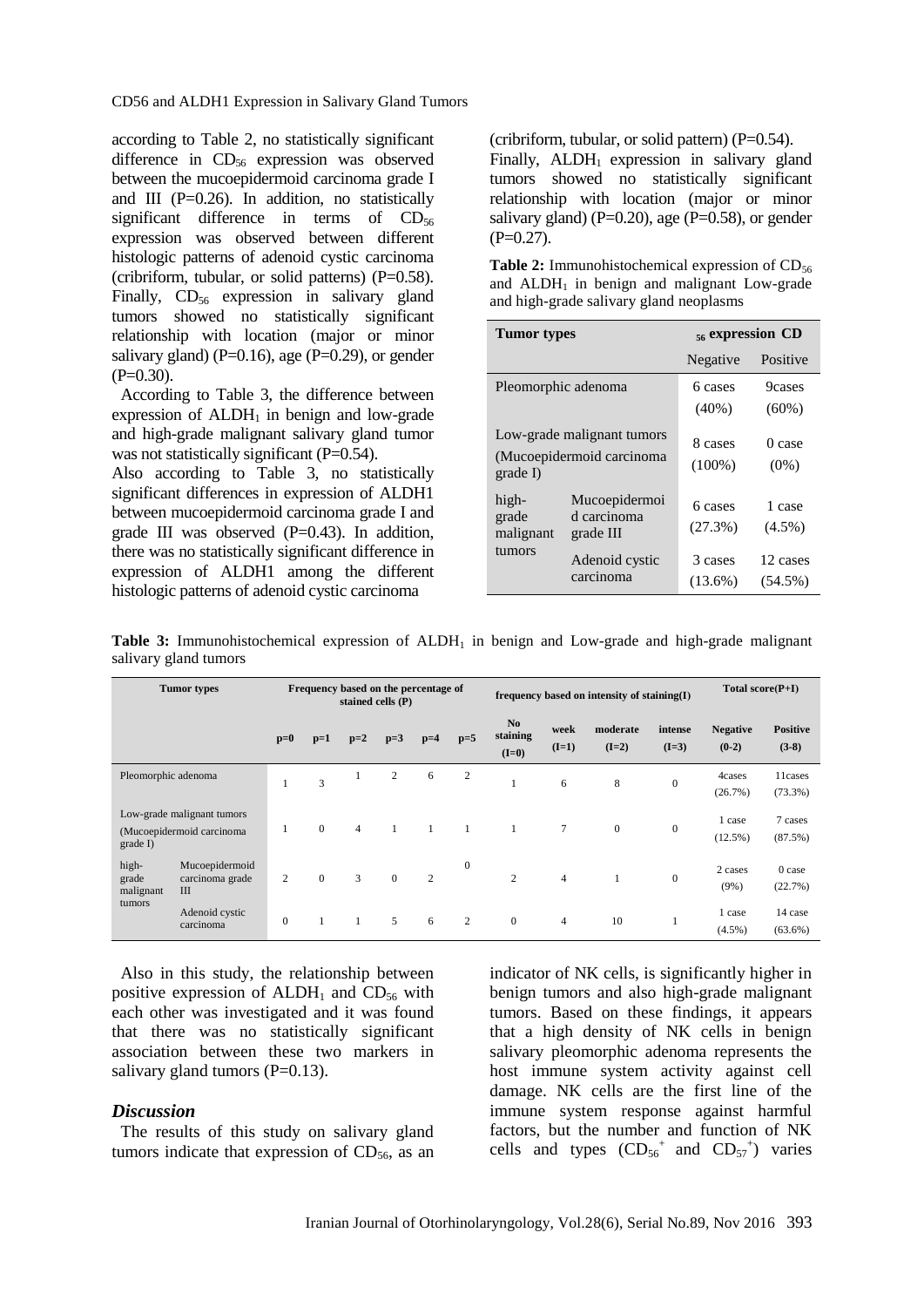according to Table 2, no statistically significant difference in $CD_{56}$ expression was observed between the mucoepidermoid carcinoma grade I and III (P=0.26). In addition, no statistically significant difference in terms of $CD_{56}$ expression was observed between different histologic patterns of adenoid cystic carcinoma (cribriform, tubular, or solid patterns) (P=0.58). Finally, $CD_{56}$ expression in salivary gland tumors showed no statistically significant relationship with location (major or minor salivary gland) (P=0.16), age (P=0.29), or gender (P=0.30).

According to Table 3, the difference between expression of $ALDH_1$ in benign and low-grade and high-grade malignant salivary gland tumor was not statistically significant (P=0.54).

Also according to Table 3, no statistically significant differences in expression of ALDH1 between mucoepidermoid carcinoma grade I and grade III was observed (P=0.43). In addition, there was no statistically significant difference in expression of ALDH1 among the different histologic patterns of adenoid cystic carcinoma (cribriform, tubular, or solid pattern) (P=0.54).

Finally, $ALDH_1$ expression in salivary gland tumors showed no statistically significant relationship with location (major or minor salivary gland) (P=0.20), age (P=0.58), or gender (P=0.27).

**Table 2:** Immunohistochemical expression of $CD_{56}$ and $ALDH_1$ in benign and malignant Low-grade and high-grade salivary gland neoplasms

| Tumor types | | $_{56}$ expression CD | |
|---|---|---|---|
| | | Negative | Positive |
| Pleomorphic adenoma | | 6 cases (40%) | 9cases (60%) |
| Low-grade malignant tumors (Mucoepidermoid carcinoma grade I) | | 8 cases (100%) | 0 case (0%) |
| high-grade malignant tumors | Mucoepidermoid carcinoma grade III | 6 cases (27.3%) | 1 case (4.5%) |
| | Adenoid cystic carcinoma | 3 cases (13.6%) | 12 cases (54.5%) |

**Table 3:** Immunohistochemical expression of $ALDH_1$ in benign and Low-grade and high-grade malignant salivary gland tumors

| Tumor types | | Frequency based on the percentage of stained cells (P) | | | | | | frequency based on intensity of staining(I) | | | | Total score(P+I) | |
|---|---|---|---|---|---|---|---|---|---|---|---|---|---|
| | | p=0 | p=1 | p=2 | p=3 | p=4 | p=5 | No staining (I=0) | week (I=1) | moderate (I=2) | intense (I=3) | Negative (0-2) | Positive (3-8) |
| Pleomorphic adenoma | | 1 | 3 | 1 | 2 | 6 | 2 | 1 | 6 | 8 | 0 | 4cases (26.7%) | 11cases (73.3%) |
| Low-grade malignant tumors (Mucoepidermoid carcinoma grade I) | | 1 | 0 | 4 | 1 | 1 | 1 | 1 | 7 | 0 | 0 | 1 case (12.5%) | 7 cases (87.5%) |
| high-grade malignant tumors | Mucoepidermoid carcinoma grade III | 2 | 0 | 3 | 0 | 2 | 0 | 2 | 4 | 1 | 0 | 2 cases (9%) | 0 case (22.7%) |
| | Adenoid cystic carcinoma | 0 | 1 | 1 | 5 | 6 | 2 | 0 | 4 | 10 | 1 | 1 case (4.5%) | 14 case (63.6%) |

Also in this study, the relationship between positive expression of $ALDH_1$ and $CD_{56}$ with each other was investigated and it was found that there was no statistically significant association between these two markers in salivary gland tumors (P=0.13).

### *Discussion*

The results of this study on salivary gland tumors indicate that expression of $CD_{56}$, as an indicator of NK cells, is significantly higher in benign tumors and also high-grade malignant tumors. Based on these findings, it appears that a high density of NK cells in benign salivary pleomorphic adenoma represents the host immune system activity against cell damage. NK cells are the first line of the immune system response against harmful factors, but the number and function of NK cells and types ($CD_{56}^{+}$ and $CD_{57}^{+}$) varies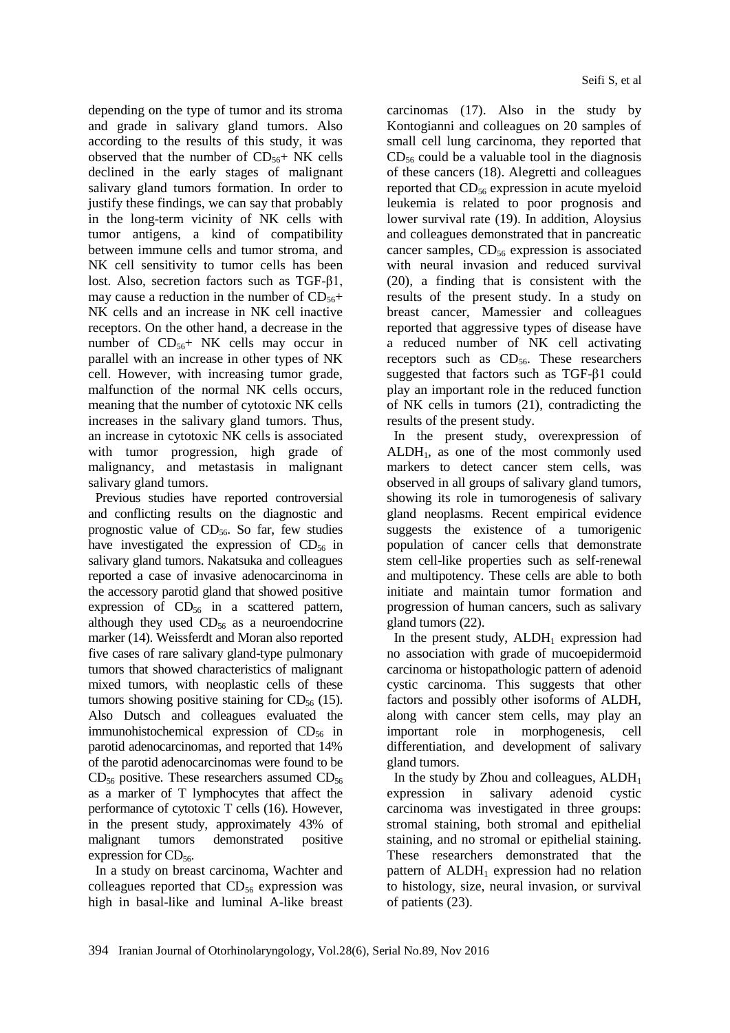depending on the type of tumor and its stroma and grade in salivary gland tumors. Also according to the results of this study, it was observed that the number of $CD_{56}$+ NK cells declined in the early stages of malignant salivary gland tumors formation. In order to justify these findings, we can say that probably in the long-term vicinity of NK cells with tumor antigens, a kind of compatibility between immune cells and tumor stroma, and NK cell sensitivity to tumor cells has been lost. Also, secretion factors such as TGF-β1, may cause a reduction in the number of $CD_{56}$+ NK cells and an increase in NK cell inactive receptors. On the other hand, a decrease in the number of $CD_{56}$+ NK cells may occur in parallel with an increase in other types of NK cell. However, with increasing tumor grade, malfunction of the normal NK cells occurs, meaning that the number of cytotoxic NK cells increases in the salivary gland tumors. Thus, an increase in cytotoxic NK cells is associated with tumor progression, high grade of malignancy, and metastasis in malignant salivary gland tumors.

Previous studies have reported controversial and conflicting results on the diagnostic and prognostic value of $CD_{56}$. So far, few studies have investigated the expression of $CD_{56}$ in salivary gland tumors. Nakatsuka and colleagues reported a case of invasive adenocarcinoma in the accessory parotid gland that showed positive expression of $CD_{56}$ in a scattered pattern, although they used $CD_{56}$ as a neuroendocrine marker (14). Weissferdt and Moran also reported five cases of rare salivary gland-type pulmonary tumors that showed characteristics of malignant mixed tumors, with neoplastic cells of these tumors showing positive staining for $CD_{56}$ (15). Also Dutsch and colleagues evaluated the immunohistochemical expression of $CD_{56}$ in parotid adenocarcinomas, and reported that 14% of the parotid adenocarcinomas were found to be $CD_{56}$ positive. These researchers assumed $CD_{56}$ as a marker of T lymphocytes that affect the performance of cytotoxic T cells (16). However, in the present study, approximately 43% of malignant tumors demonstrated positive expression for $CD_{56}$.

In a study on breast carcinoma, Wachter and colleagues reported that $CD_{56}$ expression was high in basal-like and luminal A-like breast carcinomas (17). Also in the study by Kontogianni and colleagues on 20 samples of small cell lung carcinoma, they reported that $CD_{56}$ could be a valuable tool in the diagnosis of these cancers (18). Alegretti and colleagues reported that $CD_{56}$ expression in acute myeloid leukemia is related to poor prognosis and lower survival rate (19). In addition, Aloysius and colleagues demonstrated that in pancreatic cancer samples, $CD_{56}$ expression is associated with neural invasion and reduced survival (20), a finding that is consistent with the results of the present study. In a study on breast cancer, Mamessier and colleagues reported that aggressive types of disease have a reduced number of NK cell activating receptors such as $CD_{56}$. These researchers suggested that factors such as TGF-β1 could play an important role in the reduced function of NK cells in tumors (21), contradicting the results of the present study.

In the present study, overexpression of $ALDH_1$, as one of the most commonly used markers to detect cancer stem cells, was observed in all groups of salivary gland tumors, showing its role in tumorogenesis of salivary gland neoplasms. Recent empirical evidence suggests the existence of a tumorigenic population of cancer cells that demonstrate stem cell-like properties such as self-renewal and multipotency. These cells are able to both initiate and maintain tumor formation and progression of human cancers, such as salivary gland tumors (22).

In the present study, $ALDH_1$ expression had no association with grade of mucoepidermoid carcinoma or histopathologic pattern of adenoid cystic carcinoma. This suggests that other factors and possibly other isoforms of ALDH, along with cancer stem cells, may play an important role in morphogenesis, cell differentiation, and development of salivary gland tumors.

In the study by Zhou and colleagues, $ALDH_1$ expression in salivary adenoid cystic carcinoma was investigated in three groups: stromal staining, both stromal and epithelial staining, and no stromal or epithelial staining. These researchers demonstrated that the pattern of $ALDH_1$ expression had no relation to histology, size, neural invasion, or survival of patients (23).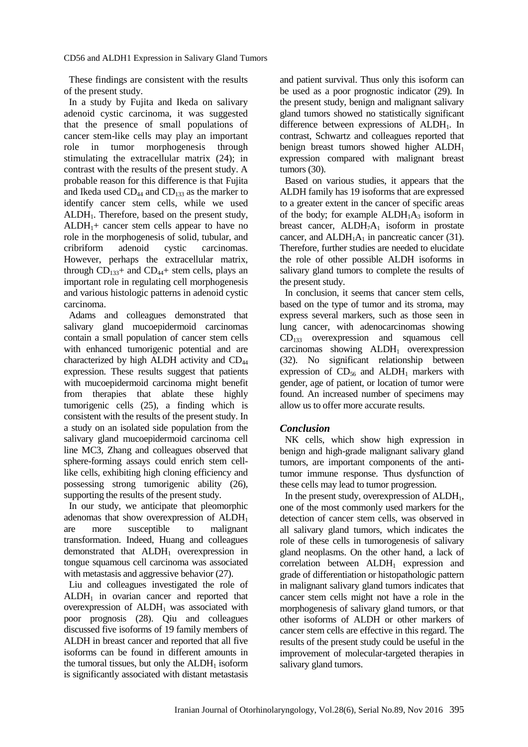These findings are consistent with the results of the present study.

In a study by Fujita and Ikeda on salivary adenoid cystic carcinoma, it was suggested that the presence of small populations of cancer stem-like cells may play an important role in tumor morphogenesis through stimulating the extracellular matrix (24); in contrast with the results of the present study. A probable reason for this difference is that Fujita and Ikeda used $CD_{44}$ and $CD_{133}$ as the marker to identify cancer stem cells, while we used $ALDH_1$. Therefore, based on the present study, $ALDH_1$+ cancer stem cells appear to have no role in the morphogenesis of solid, tubular, and cribriform adenoid cystic carcinomas. However, perhaps the extracellular matrix, through $CD_{133}$+ and $CD_{44}$+ stem cells, plays an important role in regulating cell morphogenesis and various histologic patterns in adenoid cystic carcinoma.

Adams and colleagues demonstrated that salivary gland mucoepidermoid carcinomas contain a small population of cancer stem cells with enhanced tumorigenic potential and are characterized by high ALDH activity and $CD_{44}$ expression. These results suggest that patients with mucoepidermoid carcinoma might benefit from therapies that ablate these highly tumorigenic cells (25), a finding which is consistent with the results of the present study. In a study on an isolated side population from the salivary gland mucoepidermoid carcinoma cell line MC3, Zhang and colleagues observed that sphere-forming assays could enrich stem cell-like cells, exhibiting high cloning efficiency and possessing strong tumorigenic ability (26), supporting the results of the present study.

In our study, we anticipate that pleomorphic adenomas that show overexpression of $ALDH_1$ are more susceptible to malignant transformation. Indeed, Huang and colleagues demonstrated that $ALDH_1$ overexpression in tongue squamous cell carcinoma was associated with metastasis and aggressive behavior (27).

Liu and colleagues investigated the role of $ALDH_1$ in ovarian cancer and reported that overexpression of $ALDH_1$ was associated with poor prognosis (28). Qiu and colleagues discussed five isoforms of 19 family members of ALDH in breast cancer and reported that all five isoforms can be found in different amounts in the tumoral tissues, but only the $ALDH_1$ isoform is significantly associated with distant metastasis and patient survival. Thus only this isoform can be used as a poor prognostic indicator (29). In the present study, benign and malignant salivary gland tumors showed no statistically significant difference between expressions of $ALDH_1$. In contrast, Schwartz and colleagues reported that benign breast tumors showed higher $ALDH_1$ expression compared with malignant breast tumors (30).

Based on various studies, it appears that the ALDH family has 19 isoforms that are expressed to a greater extent in the cancer of specific areas of the body; for example $ALDH_1A_3$ isoform in breast cancer, $ALDH_7A_1$ isoform in prostate cancer, and $ALDH_1A_1$ in pancreatic cancer (31). Therefore, further studies are needed to elucidate the role of other possible ALDH isoforms in salivary gland tumors to complete the results of the present study.

In conclusion, it seems that cancer stem cells, based on the type of tumor and its stroma, may express several markers, such as those seen in lung cancer, with adenocarcinomas showing $CD_{133}$ overexpression and squamous cell carcinomas showing $ALDH_1$ overexpression (32). No significant relationship between expression of $CD_{56}$ and $ALDH_1$ markers with gender, age of patient, or location of tumor were found. An increased number of specimens may allow us to offer more accurate results.

## *Conclusion*

NK cells, which show high expression in benign and high-grade malignant salivary gland tumors, are important components of the anti-tumor immune response. Thus dysfunction of these cells may lead to tumor progression.

In the present study, overexpression of $ALDH_1$, one of the most commonly used markers for the detection of cancer stem cells, was observed in all salivary gland tumors, which indicates the role of these cells in tumorogenesis of salivary gland neoplasms. On the other hand, a lack of correlation between $ALDH_1$ expression and grade of differentiation or histopathologic pattern in malignant salivary gland tumors indicates that cancer stem cells might not have a role in the morphogenesis of salivary gland tumors, or that other isoforms of ALDH or other markers of cancer stem cells are effective in this regard. The results of the present study could be useful in the improvement of molecular-targeted therapies in salivary gland tumors.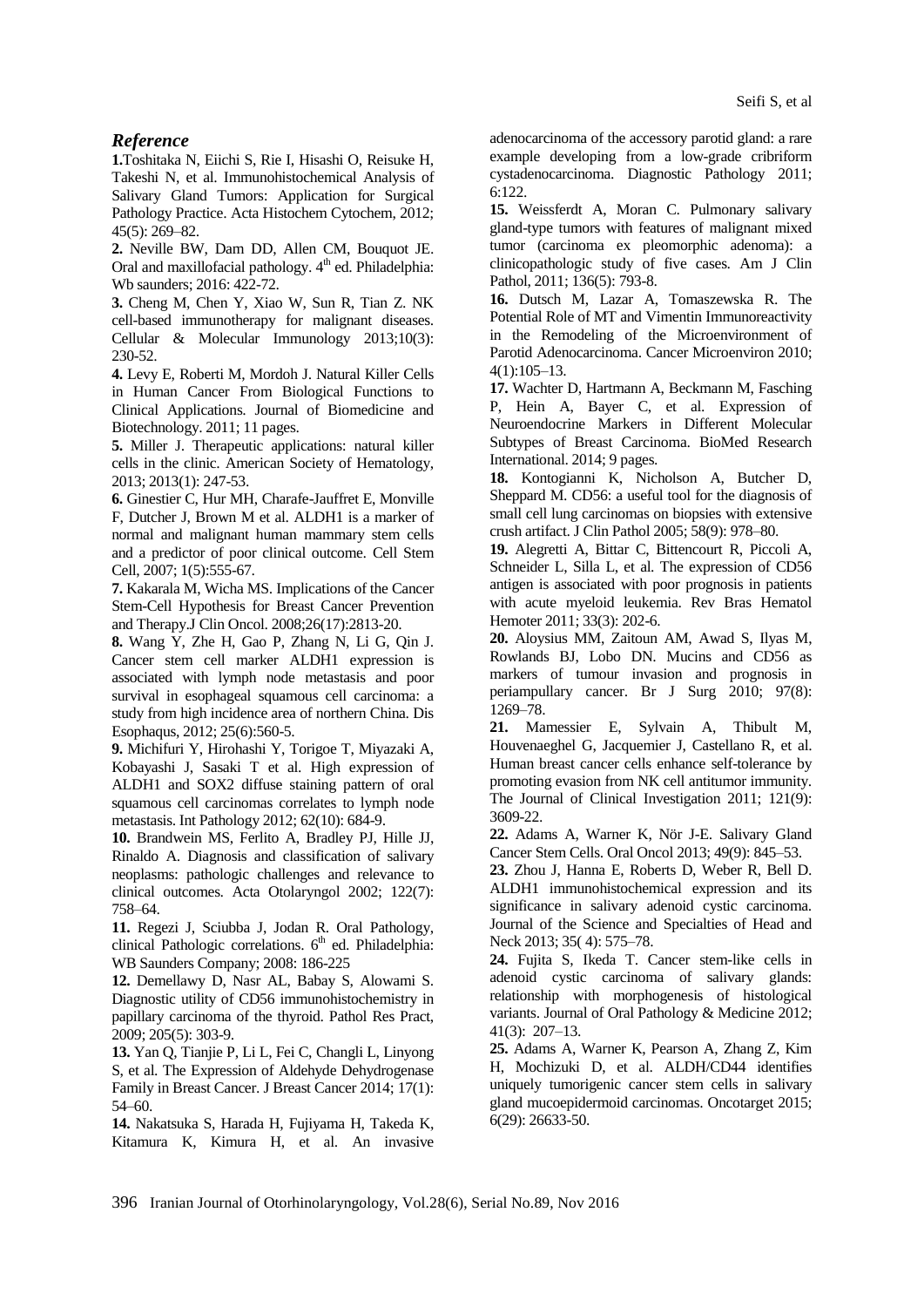## *Reference*

**1.**Toshitaka N, Eiichi S, Rie I, Hisashi O, Reisuke H, Takeshi N, et al. Immunohistochemical Analysis of Salivary Gland Tumors: Application for Surgical Pathology Practice. Acta Histochem Cytochem, 2012; 45(5): 269–82.

**2.** Neville BW, Dam DD, Allen CM, Bouquot JE. Oral and maxillofacial pathology. 4th ed. Philadelphia: Wb saunders; 2016: 422-72.

**3.** Cheng M, Chen Y, Xiao W, Sun R, Tian Z. NK cell-based immunotherapy for malignant diseases. Cellular & Molecular Immunology 2013;10(3): 230-52.

**4.** Levy E, Roberti M, Mordoh J. Natural Killer Cells in Human Cancer From Biological Functions to Clinical Applications. Journal of Biomedicine and Biotechnology. 2011; 11 pages.

**5.** Miller J. Therapeutic applications: natural killer cells in the clinic. American Society of Hematology, 2013; 2013(1): 247-53.

**6.** Ginestier C, Hur MH, Charafe-Jauffret E, Monville F, Dutcher J, Brown M et al. ALDH1 is a marker of normal and malignant human mammary stem cells and a predictor of poor clinical outcome. Cell Stem Cell, 2007; 1(5):555-67.

**7.** Kakarala M, Wicha MS. Implications of the Cancer Stem-Cell Hypothesis for Breast Cancer Prevention and Therapy.J Clin Oncol. 2008;26(17):2813-20.

**8.** Wang Y, Zhe H, Gao P, Zhang N, Li G, Qin J. Cancer stem cell marker ALDH1 expression is associated with lymph node metastasis and poor survival in esophageal squamous cell carcinoma: a study from high incidence area of northern China. Dis Esophaqus, 2012; 25(6):560-5.

**9.** Michifuri Y, Hirohashi Y, Torigoe T, Miyazaki A, Kobayashi J, Sasaki T et al. High expression of ALDH1 and SOX2 diffuse staining pattern of oral squamous cell carcinomas correlates to lymph node metastasis. Int Pathology 2012; 62(10): 684-9.

**10.** Brandwein MS, Ferlito A, Bradley PJ, Hille JJ, Rinaldo A. Diagnosis and classification of salivary neoplasms: pathologic challenges and relevance to clinical outcomes. Acta Otolaryngol 2002; 122(7): 758–64.

**11.** Regezi J, Sciubba J, Jodan R. Oral Pathology, clinical Pathologic correlations. 6th ed. Philadelphia: WB Saunders Company; 2008: 186-225

**12.** Demellawy D, Nasr AL, Babay S, Alowami S. Diagnostic utility of CD56 immunohistochemistry in papillary carcinoma of the thyroid. Pathol Res Pract, 2009; 205(5): 303-9.

**13.** Yan Q, Tianjie P, Li L, Fei C, Changli L, Linyong S, et al. The Expression of Aldehyde Dehydrogenase Family in Breast Cancer. J Breast Cancer 2014; 17(1): 54–60.

**14.** Nakatsuka S, Harada H, Fujiyama H, Takeda K, Kitamura K, Kimura H, et al. An invasive adenocarcinoma of the accessory parotid gland: a rare example developing from a low-grade cribriform cystadenocarcinoma. Diagnostic Pathology 2011; 6:122.

**15.** Weissferdt A, Moran C. Pulmonary salivary gland-type tumors with features of malignant mixed tumor (carcinoma ex pleomorphic adenoma): a clinicopathologic study of five cases. Am J Clin Pathol, 2011; 136(5): 793-8.

**16.** Dutsch M, Lazar A, Tomaszewska R. The Potential Role of MT and Vimentin Immunoreactivity in the Remodeling of the Microenvironment of Parotid Adenocarcinoma. Cancer Microenviron 2010; 4(1):105–13.

**17.** Wachter D, Hartmann A, Beckmann M, Fasching P, Hein A, Bayer C, et al. Expression of Neuroendocrine Markers in Different Molecular Subtypes of Breast Carcinoma. BioMed Research International. 2014; 9 pages.

**18.** Kontogianni K, Nicholson A, Butcher D, Sheppard M. CD56: a useful tool for the diagnosis of small cell lung carcinomas on biopsies with extensive crush artifact. J Clin Pathol 2005; 58(9): 978–80.

**19.** Alegretti A, Bittar C, Bittencourt R, Piccoli A, Schneider L, Silla L, et al. The expression of CD56 antigen is associated with poor prognosis in patients with acute myeloid leukemia. Rev Bras Hematol Hemoter 2011; 33(3): 202-6.

**20.** Aloysius MM, Zaitoun AM, Awad S, Ilyas M, Rowlands BJ, Lobo DN. Mucins and CD56 as markers of tumour invasion and prognosis in periampullary cancer. Br J Surg 2010; 97(8): 1269–78.

**21.** Mamessier E, Sylvain A, Thibult M, Houvenaeghel G, Jacquemier J, Castellano R, et al. Human breast cancer cells enhance self-tolerance by promoting evasion from NK cell antitumor immunity. The Journal of Clinical Investigation 2011; 121(9): 3609-22.

**22.** Adams A, Warner K, Nör J-E. Salivary Gland Cancer Stem Cells. Oral Oncol 2013; 49(9): 845–53.

**23.** Zhou J, Hanna E, Roberts D, Weber R, Bell D. ALDH1 immunohistochemical expression and its significance in salivary adenoid cystic carcinoma. Journal of the Science and Specialties of Head and Neck 2013; 35( 4): 575–78.

**24.** Fujita S, Ikeda T. Cancer stem-like cells in adenoid cystic carcinoma of salivary glands: relationship with morphogenesis of histological variants. Journal of Oral Pathology & Medicine 2012; 41(3): 207–13.

**25.** Adams A, Warner K, Pearson A, Zhang Z, Kim H, Mochizuki D, et al. ALDH/CD44 identifies uniquely tumorigenic cancer stem cells in salivary gland mucoepidermoid carcinomas. Oncotarget 2015; 6(29): 26633-50.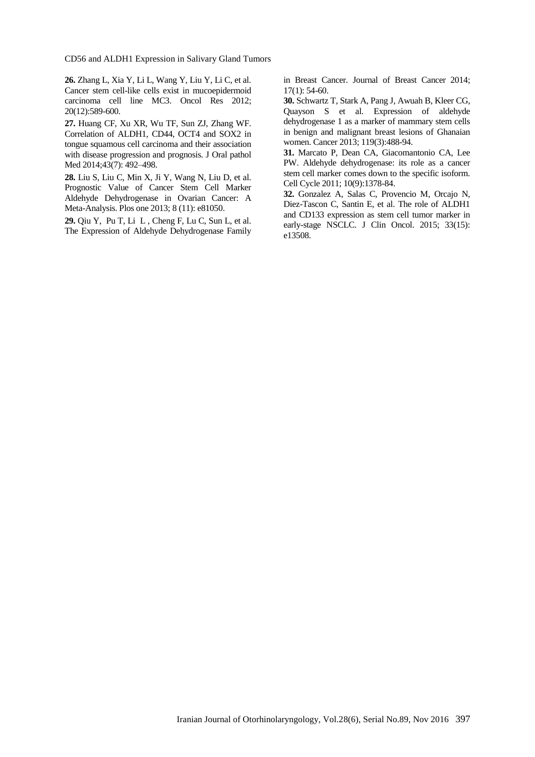**26.** Zhang L, Xia Y, Li L, Wang Y, Liu Y, Li C, et al. Cancer stem cell-like cells exist in mucoepidermoid carcinoma cell line MC3. Oncol Res 2012; 20(12):589-600.

**27.** Huang CF, Xu XR, Wu TF, Sun ZJ, Zhang WF. Correlation of ALDH1, CD44, OCT4 and SOX2 in tongue squamous cell carcinoma and their association with disease progression and prognosis. J Oral pathol Med 2014;43(7): 492–498.

**28.** Liu S, Liu C, Min X, Ji Y, Wang N, Liu D, et al. Prognostic Value of Cancer Stem Cell Marker Aldehyde Dehydrogenase in Ovarian Cancer: A Meta-Analysis. Plos one 2013; 8 (11): e81050.

**29.** Qiu Y, Pu T, Li L , Cheng F, Lu C, Sun L, et al. The Expression of Aldehyde Dehydrogenase Family in Breast Cancer. Journal of Breast Cancer 2014; 17(1): 54-60.

**30.** Schwartz T, Stark A, Pang J, Awuah B, Kleer CG, Quayson S et al. Expression of aldehyde dehydrogenase 1 as a marker of mammary stem cells in benign and malignant breast lesions of Ghanaian women. Cancer 2013; 119(3):488-94.

**31.** Marcato P, Dean CA, Giacomantonio CA, Lee PW. Aldehyde dehydrogenase: its role as a cancer stem cell marker comes down to the specific isoform. Cell Cycle 2011; 10(9):1378-84.

**32.** Gonzalez A, Salas C, Provencio M, Orcajo N, Diez-Tascon C, Santin E, et al. The role of ALDH1 and CD133 expression as stem cell tumor marker in early-stage NSCLC. J Clin Oncol. 2015; 33(15): e13508.